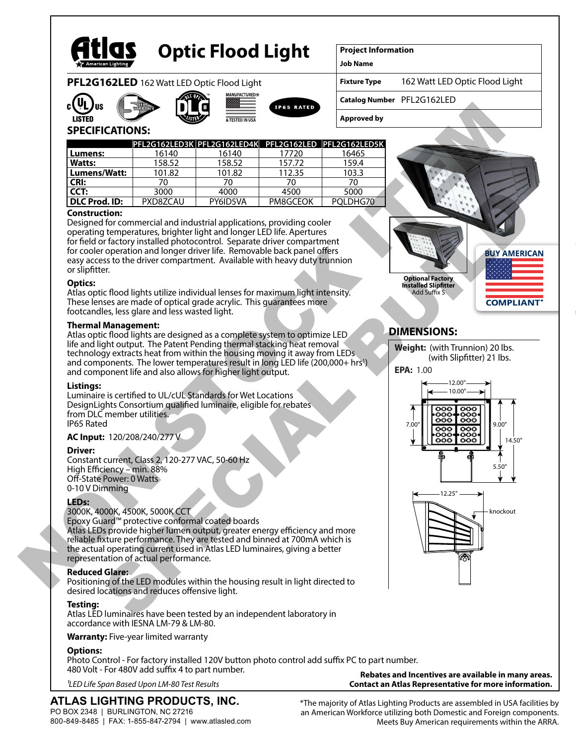# Atlas American Lighting — Optic Flood Light

**PFL2G162LED** 162 Watt LED Optic Flood Light

| Project Information | |
|---|---|
| Job Name | |
| Fixture Type | 162 Watt LED Optic Flood Light |
| Catalog Number | PFL2G162LED |
| Approved by | |

c UL us LISTED · 5 YEAR WARRANTY · DLC LISTED · MANUFACTURED & TESTED IN USA · IP65 RATED

NON-STOCK ITEM SPECIAL BUILD

## SPECIFICATIONS:

| | PFL2G162LED3K | PFL2G162LED4K | PFL2G162LED | PFL2G162LED5K |
|---|---|---|---|---|
| **Lumens:** | 16140 | 16140 | 17720 | 16465 |
| **Watts:** | 158.52 | 158.52 | 157.72 | 159.4 |
| **Lumens/Watt:** | 101.82 | 101.82 | 112.35 | 103.3 |
| **CRI:** | 70 | 70 | 70 | 70 |
| **CCT:** | 3000 | 4000 | 4500 | 5000 |
| **DLC Prod. ID:** | PXD8ZCAU | PY6ID5VA | PM8GCEOK | PQLDHG70 |

**Construction:**
Designed for commercial and industrial applications, providing cooler operating temperatures, brighter light and longer LED life. Apertures for field or factory installed photocontrol. Separate driver compartment for cooler operation and longer driver life. Removable back panel offers easy access to the driver compartment. Available with heavy duty trunnion or slipfitter.

**Optics:**
Atlas optic flood lights utilize individual lenses for maximum light intensity. These lenses are made of optical grade acrylic. This guarantees more footcandles, less glare and less wasted light.

**Thermal Management:**
Atlas optic flood lights are designed as a complete system to optimize LED life and light output. The Patent Pending thermal stacking heat removal technology extracts heat from within the housing moving it away from LEDs and components. The lower temperatures result in long LED life (200,000+ hrs[1]) and component life and also allows for higher light output.

**Listings:**
Luminaire is certified to UL/cUL Standards for Wet Locations
DesignLights Consortium qualified luminaire, eligible for rebates from DLC member utilities.
IP65 Rated

**AC Input:** 120/208/240/277 V

**Driver:**
Constant current, Class 2, 120-277 VAC, 50-60 Hz
High Efficiency – min. 88%
Off-State Power: 0 Watts
0-10 V Dimming

**LEDs:**
3000K, 4000K, 4500K, 5000K CCT
Epoxy Guard™ protective conformal coated boards
Atlas LEDs provide higher lumen output, greater energy efficiency and more reliable fixture performance. They are tested and binned at 700mA which is the actual operating current used in Atlas LED luminaires, giving a better representation of actual performance.

**Reduced Glare:**
Positioning of the LED modules within the housing result in light directed to desired locations and reduces offensive light.

**Testing:**
Atlas LED luminaires have been tested by an independent laboratory in accordance with IESNA LM-79 & LM-80.

**Warranty:** Five-year limited warranty

**Options:**
Photo Control - For factory installed 120V button photo control add suffix PC to part number.
480 Volt - For 480V add suffix 4 to part number.

*[1]LED Life Span Based Upon LM-80 Test Results*

**Optional Factory Installed Slipfitter**
Add Suffix S

BUY AMERICAN COMPLIANT*

## DIMENSIONS:

**Weight:** (with Trunnion) 20 lbs.
(with Slipfitter) 21 lbs.

**EPA:** 1.00

12.00" · 10.00" · 7.00" · 9.00" · 14.50" · 5.50" · 12.25" · knockout

**Rebates and Incentives are available in many areas. Contact an Atlas Representative for more information.**

**ATLAS LIGHTING PRODUCTS, INC.**
PO BOX 2348 | BURLINGTON, NC 27216
800-849-8485 | FAX: 1-855-847-2794 | www.atlasled.com

*The majority of Atlas Lighting Products are assembled in USA facilities by an American Workforce utilizing both Domestic and Foreign components. Meets Buy American requirements within the ARRA.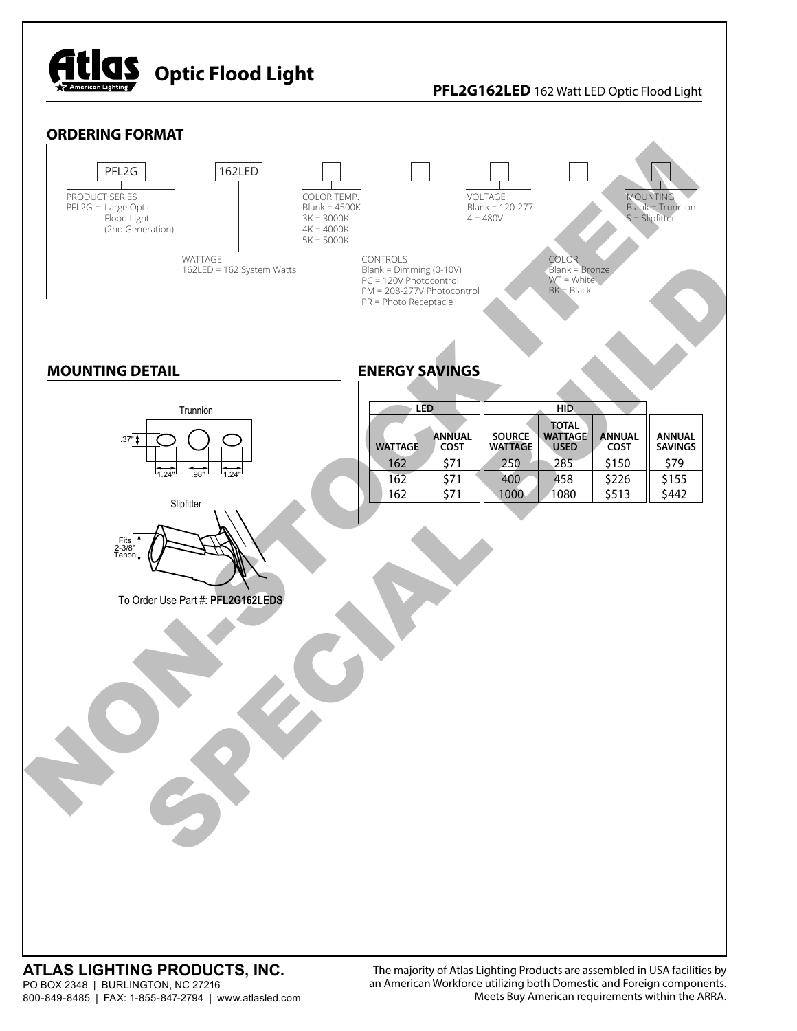# Atlas Optic Flood Light

**PFL2G162LED** 162 Watt LED Optic Flood Light

## ORDERING FORMAT

PFL2G | 162LED | ☐ | ☐ | ☐ | ☐ | ☐

PRODUCT SERIES
PFL2G = Large Optic Flood Light (2nd Generation)

WATTAGE
162LED = 162 System Watts

COLOR TEMP.
Blank = 4500K
3K = 3000K
4K = 4000K
5K = 5000K

CONTROLS
Blank = Dimming (0-10V)
PC = 120V Photocontrol
PM = 208-277V Photocontrol
PR = Photo Receptacle

VOLTAGE
Blank = 120-277
4 = 480V

COLOR
Blank = Bronze
WT = White
BK = Black

MOUNTING
Blank = Trunnion
S = Slipfitter

NON-STOCK ITEM
SPECIAL BUILD

## MOUNTING DETAIL

Trunnion

.37"

1.24" .98" 1.24"

Slipfitter

Fits 2-3/8" Tenon

To Order Use Part #: **PFL2G162LEDS**

## ENERGY SAVINGS

| LED | | HID | | | |
|---|---|---|---|---|---|
| WATTAGE | ANNUAL COST | SOURCE WATTAGE | TOTAL WATTAGE USED | ANNUAL COST | ANNUAL SAVINGS |
| 162 | $71 | 250 | 285 | $150 | $79 |
| 162 | $71 | 400 | 458 | $226 | $155 |
| 162 | $71 | 1000 | 1080 | $513 | $442 |

**ATLAS LIGHTING PRODUCTS, INC.**
PO BOX 2348 | BURLINGTON, NC 27216
800-849-8485 | FAX: 1-855-847-2794 | www.atlasled.com

The majority of Atlas Lighting Products are assembled in USA facilities by an American Workforce utilizing both Domestic and Foreign components. Meets Buy American requirements within the ARRA.